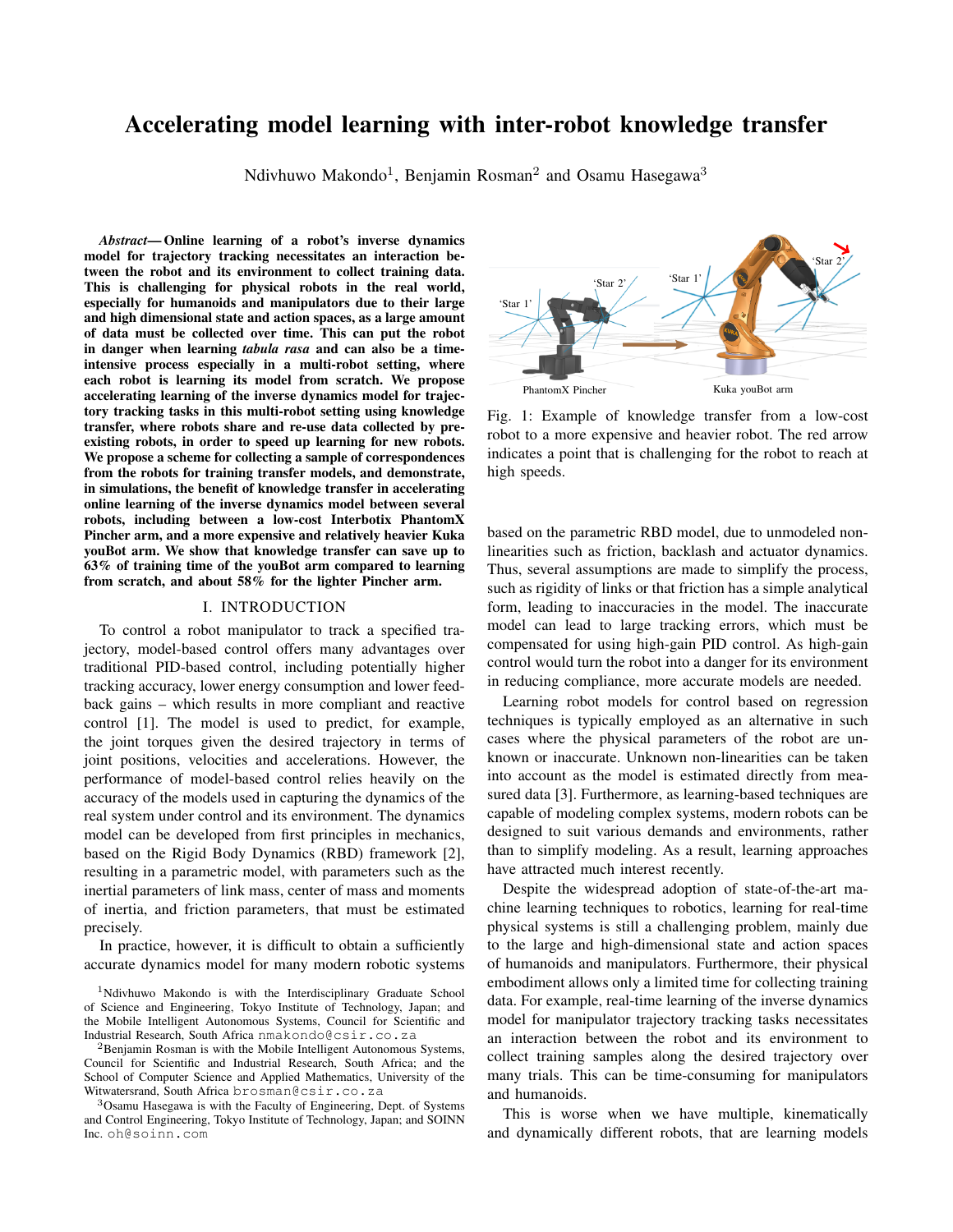# Accelerating model learning with inter-robot knowledge transfer

Ndivhuwo Makondo[1], Benjamin Rosman[2] and Osamu Hasegawa[3]

***Abstract*— Online learning of a robot's inverse dynamics model for trajectory tracking necessitates an interaction between the robot and its environment to collect training data. This is challenging for physical robots in the real world, especially for humanoids and manipulators due to their large and high dimensional state and action spaces, as a large amount of data must be collected over time. This can put the robot in danger when learning *tabula rasa* and can also be a time-intensive process especially in a multi-robot setting, where each robot is learning its model from scratch. We propose accelerating learning of the inverse dynamics model for trajectory tracking tasks in this multi-robot setting using knowledge transfer, where robots share and re-use data collected by pre-existing robots, in order to speed up learning for new robots. We propose a scheme for collecting a sample of correspondences from the robots for training transfer models, and demonstrate, in simulations, the benefit of knowledge transfer in accelerating online learning of the inverse dynamics model between several robots, including between a low-cost Interbotix PhantomX Pincher arm, and a more expensive and relatively heavier Kuka youBot arm. We show that knowledge transfer can save up to 63% of training time of the youBot arm compared to learning from scratch, and about 58% for the lighter Pincher arm.**

## I. INTRODUCTION

To control a robot manipulator to track a specified trajectory, model-based control offers many advantages over traditional PID-based control, including potentially higher tracking accuracy, lower energy consumption and lower feedback gains – which results in more compliant and reactive control [1]. The model is used to predict, for example, the joint torques given the desired trajectory in terms of joint positions, velocities and accelerations. However, the performance of model-based control relies heavily on the accuracy of the models used in capturing the dynamics of the real system under control and its environment. The dynamics model can be developed from first principles in mechanics, based on the Rigid Body Dynamics (RBD) framework [2], resulting in a parametric model, with parameters such as the inertial parameters of link mass, center of mass and moments of inertia, and friction parameters, that must be estimated precisely.

In practice, however, it is difficult to obtain a sufficiently accurate dynamics model for many modern robotic systems based on the parametric RBD model, due to unmodeled nonlinearities such as friction, backlash and actuator dynamics. Thus, several assumptions are made to simplify the process, such as rigidity of links or that friction has a simple analytical form, leading to inaccuracies in the model. The inaccurate model can lead to large tracking errors, which must be compensated for using high-gain PID control. As high-gain control would turn the robot into a danger for its environment in reducing compliance, more accurate models are needed.

Learning robot models for control based on regression techniques is typically employed as an alternative in such cases where the physical parameters of the robot are unknown or inaccurate. Unknown non-linearities can be taken into account as the model is estimated directly from measured data [3]. Furthermore, as learning-based techniques are capable of modeling complex systems, modern robots can be designed to suit various demands and environments, rather than to simplify modeling. As a result, learning approaches have attracted much interest recently.

Despite the widespread adoption of state-of-the-art machine learning techniques to robotics, learning for real-time physical systems is still a challenging problem, mainly due to the large and high-dimensional state and action spaces of humanoids and manipulators. Furthermore, their physical embodiment allows only a limited time for collecting training data. For example, real-time learning of the inverse dynamics model for manipulator trajectory tracking tasks necessitates an interaction between the robot and its environment to collect training samples along the desired trajectory over many trials. This can be time-consuming for manipulators and humanoids.

This is worse when we have multiple, kinematically and dynamically different robots, that are learning models

Fig. 1: Example of knowledge transfer from a low-cost robot to a more expensive and heavier robot. The red arrow indicates a point that is challenging for the robot to reach at high speeds.

[1]Ndivhuwo Makondo is with the Interdisciplinary Graduate School of Science and Engineering, Tokyo Institute of Technology, Japan; and the Mobile Intelligent Autonomous Systems, Council for Scientific and Industrial Research, South Africa nmakondo@csir.co.za

[2]Benjamin Rosman is with the Mobile Intelligent Autonomous Systems, Council for Scientific and Industrial Research, South Africa; and the School of Computer Science and Applied Mathematics, University of the Witwatersrand, South Africa brosman@csir.co.za

[3]Osamu Hasegawa is with the Faculty of Engineering, Dept. of Systems and Control Engineering, Tokyo Institute of Technology, Japan; and SOINN Inc. oh@soinn.com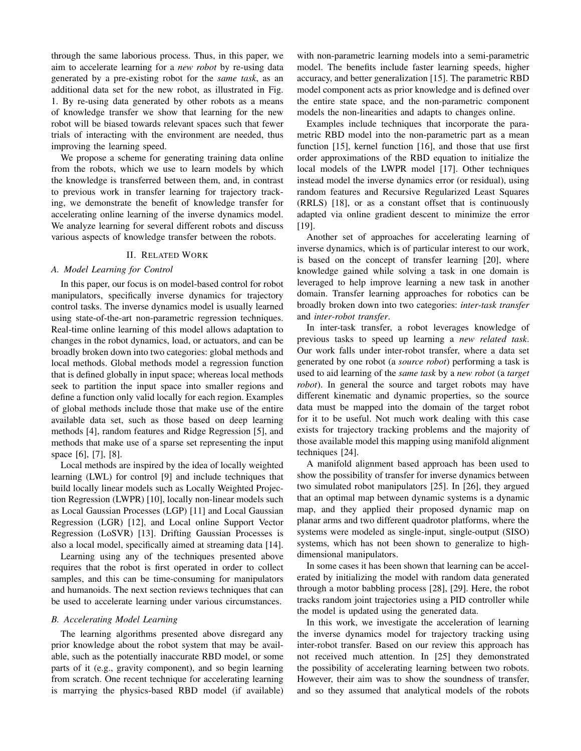through the same laborious process. Thus, in this paper, we aim to accelerate learning for a *new robot* by re-using data generated by a pre-existing robot for the *same task*, as an additional data set for the new robot, as illustrated in Fig. 1. By re-using data generated by other robots as a means of knowledge transfer we show that learning for the new robot will be biased towards relevant spaces such that fewer trials of interacting with the environment are needed, thus improving the learning speed.

We propose a scheme for generating training data online from the robots, which we use to learn models by which the knowledge is transferred between them, and, in contrast to previous work in transfer learning for trajectory tracking, we demonstrate the benefit of knowledge transfer for accelerating online learning of the inverse dynamics model. We analyze learning for several different robots and discuss various aspects of knowledge transfer between the robots.

## II. Related Work

### A. Model Learning for Control

In this paper, our focus is on model-based control for robot manipulators, specifically inverse dynamics for trajectory control tasks. The inverse dynamics model is usually learned using state-of-the-art non-parametric regression techniques. Real-time online learning of this model allows adaptation to changes in the robot dynamics, load, or actuators, and can be broadly broken down into two categories: global methods and local methods. Global methods model a regression function that is defined globally in input space; whereas local methods seek to partition the input space into smaller regions and define a function only valid locally for each region. Examples of global methods include those that make use of the entire available data set, such as those based on deep learning methods [4], random features and Ridge Regression [5], and methods that make use of a sparse set representing the input space [6], [7], [8].

Local methods are inspired by the idea of locally weighted learning (LWL) for control [9] and include techniques that build locally linear models such as Locally Weighted Projection Regression (LWPR) [10], locally non-linear models such as Local Gaussian Processes (LGP) [11] and Local Gaussian Regression (LGR) [12], and Local online Support Vector Regression (LoSVR) [13]. Drifting Gaussian Processes is also a local model, specifically aimed at streaming data [14].

Learning using any of the techniques presented above requires that the robot is first operated in order to collect samples, and this can be time-consuming for manipulators and humanoids. The next section reviews techniques that can be used to accelerate learning under various circumstances.

### B. Accelerating Model Learning

The learning algorithms presented above disregard any prior knowledge about the robot system that may be available, such as the potentially inaccurate RBD model, or some parts of it (e.g., gravity component), and so begin learning from scratch. One recent technique for accelerating learning is marrying the physics-based RBD model (if available) with non-parametric learning models into a semi-parametric model. The benefits include faster learning speeds, higher accuracy, and better generalization [15]. The parametric RBD model component acts as prior knowledge and is defined over the entire state space, and the non-parametric component models the non-linearities and adapts to changes online.

Examples include techniques that incorporate the parametric RBD model into the non-parametric part as a mean function [15], kernel function [16], and those that use first order approximations of the RBD equation to initialize the local models of the LWPR model [17]. Other techniques instead model the inverse dynamics error (or residual), using random features and Recursive Regularized Least Squares (RRLS) [18], or as a constant offset that is continuously adapted via online gradient descent to minimize the error [19].

Another set of approaches for accelerating learning of inverse dynamics, which is of particular interest to our work, is based on the concept of transfer learning [20], where knowledge gained while solving a task in one domain is leveraged to help improve learning a new task in another domain. Transfer learning approaches for robotics can be broadly broken down into two categories: *inter-task transfer* and *inter-robot transfer*.

In inter-task transfer, a robot leverages knowledge of previous tasks to speed up learning a *new related task*. Our work falls under inter-robot transfer, where a data set generated by one robot (a *source robot*) performing a task is used to aid learning of the *same task* by a *new robot* (a *target robot*). In general the source and target robots may have different kinematic and dynamic properties, so the source data must be mapped into the domain of the target robot for it to be useful. Not much work dealing with this case exists for trajectory tracking problems and the majority of those available model this mapping using manifold alignment techniques [24].

A manifold alignment based approach has been used to show the possibility of transfer for inverse dynamics between two simulated robot manipulators [25]. In [26], they argued that an optimal map between dynamic systems is a dynamic map, and they applied their proposed dynamic map on planar arms and two different quadrotor platforms, where the systems were modeled as single-input, single-output (SISO) systems, which has not been shown to generalize to high-dimensional manipulators.

In some cases it has been shown that learning can be accelerated by initializing the model with random data generated through a motor babbling process [28], [29]. Here, the robot tracks random joint trajectories using a PID controller while the model is updated using the generated data.

In this work, we investigate the acceleration of learning the inverse dynamics model for trajectory tracking using inter-robot transfer. Based on our review this approach has not received much attention. In [25] they demonstrated the possibility of accelerating learning between two robots. However, their aim was to show the soundness of transfer, and so they assumed that analytical models of the robots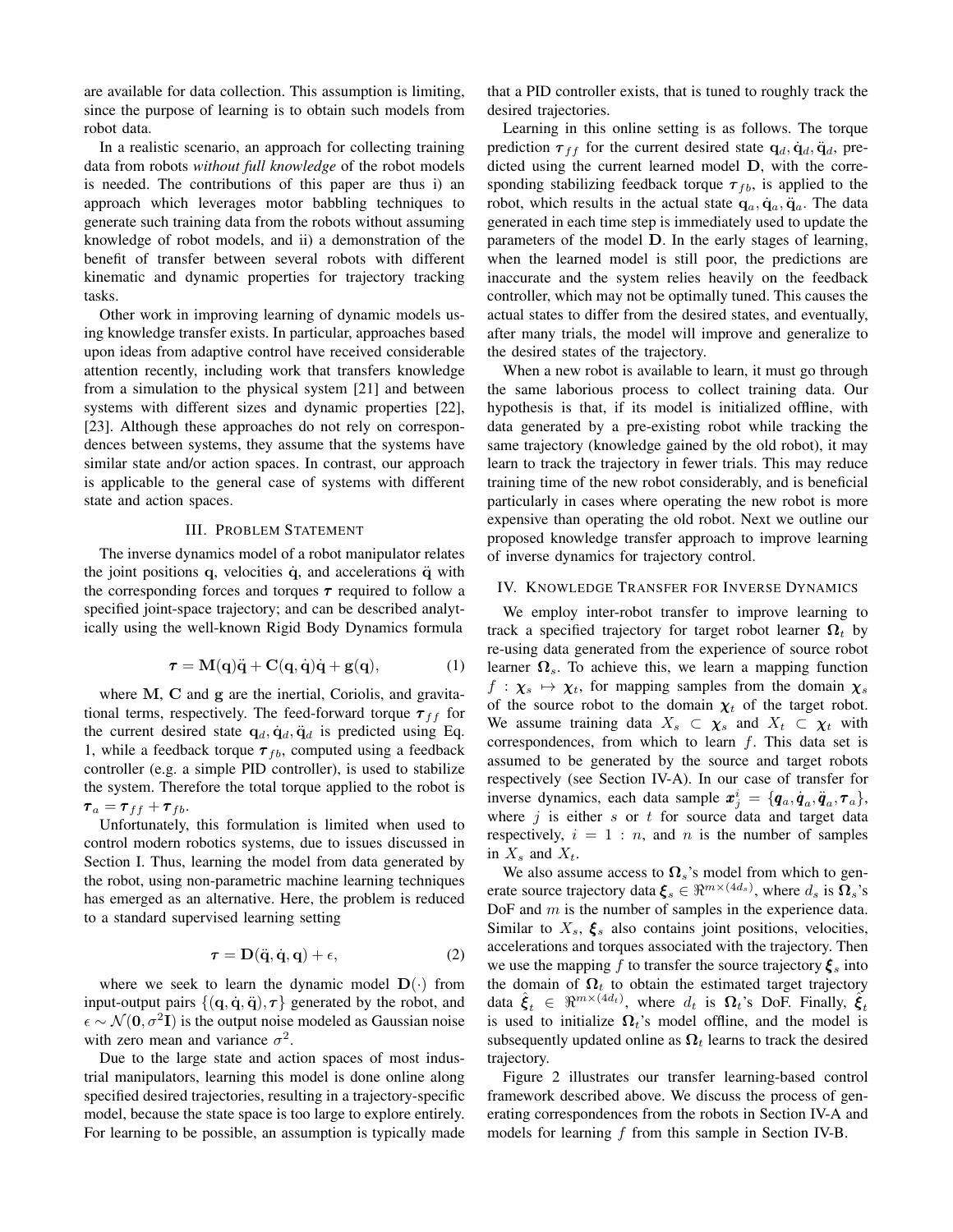are available for data collection. This assumption is limiting, since the purpose of learning is to obtain such models from robot data.

In a realistic scenario, an approach for collecting training data from robots *without full knowledge* of the robot models is needed. The contributions of this paper are thus i) an approach which leverages motor babbling techniques to generate such training data from the robots without assuming knowledge of robot models, and ii) a demonstration of the benefit of transfer between several robots with different kinematic and dynamic properties for trajectory tracking tasks.

Other work in improving learning of dynamic models using knowledge transfer exists. In particular, approaches based upon ideas from adaptive control have received considerable attention recently, including work that transfers knowledge from a simulation to the physical system [21] and between systems with different sizes and dynamic properties [22], [23]. Although these approaches do not rely on correspondences between systems, they assume that the systems have similar state and/or action spaces. In contrast, our approach is applicable to the general case of systems with different state and action spaces.

## III. Problem Statement

The inverse dynamics model of a robot manipulator relates the joint positions $\mathbf{q}$, velocities $\dot{\mathbf{q}}$, and accelerations $\ddot{\mathbf{q}}$ with the corresponding forces and torques $\boldsymbol{\tau}$ required to follow a specified joint-space trajectory; and can be described analytically using the well-known Rigid Body Dynamics formula

$$\boldsymbol{\tau} = \mathbf{M}(\mathbf{q})\ddot{\mathbf{q}} + \mathbf{C}(\mathbf{q}, \dot{\mathbf{q}})\dot{\mathbf{q}} + \mathbf{g}(\mathbf{q}), \tag{1}$$

where $\mathbf{M}$, $\mathbf{C}$ and $\mathbf{g}$ are the inertial, Coriolis, and gravitational terms, respectively. The feed-forward torque $\boldsymbol{\tau}_{ff}$ for the current desired state $\mathbf{q}_d, \dot{\mathbf{q}}_d, \ddot{\mathbf{q}}_d$ is predicted using Eq. 1, while a feedback torque $\boldsymbol{\tau}_{fb}$, computed using a feedback controller (e.g. a simple PID controller), is used to stabilize the system. Therefore the total torque applied to the robot is $\boldsymbol{\tau}_a = \boldsymbol{\tau}_{ff} + \boldsymbol{\tau}_{fb}$.

Unfortunately, this formulation is limited when used to control modern robotics systems, due to issues discussed in Section I. Thus, learning the model from data generated by the robot, using non-parametric machine learning techniques has emerged as an alternative. Here, the problem is reduced to a standard supervised learning setting

$$\boldsymbol{\tau} = \mathbf{D}(\ddot{\mathbf{q}}, \dot{\mathbf{q}}, \mathbf{q}) + \epsilon, \tag{2}$$

where we seek to learn the dynamic model $\mathbf{D}(\cdot)$ from input-output pairs $\{(\mathbf{q}, \dot{\mathbf{q}}, \ddot{\mathbf{q}}), \boldsymbol{\tau}\}$ generated by the robot, and $\epsilon \sim \mathcal{N}(\mathbf{0}, \sigma^2\mathbf{I})$ is the output noise modeled as Gaussian noise with zero mean and variance $\sigma^2$.

Due to the large state and action spaces of most industrial manipulators, learning this model is done online along specified desired trajectories, resulting in a trajectory-specific model, because the state space is too large to explore entirely. For learning to be possible, an assumption is typically made that a PID controller exists, that is tuned to roughly track the desired trajectories.

Learning in this online setting is as follows. The torque prediction $\boldsymbol{\tau}_{ff}$ for the current desired state $\mathbf{q}_d, \dot{\mathbf{q}}_d, \ddot{\mathbf{q}}_d$, predicted using the current learned model $\mathbf{D}$, with the corresponding stabilizing feedback torque $\boldsymbol{\tau}_{fb}$, is applied to the robot, which results in the actual state $\mathbf{q}_a, \dot{\mathbf{q}}_a, \ddot{\mathbf{q}}_a$. The data generated in each time step is immediately used to update the parameters of the model $\mathbf{D}$. In the early stages of learning, when the learned model is still poor, the predictions are inaccurate and the system relies heavily on the feedback controller, which may not be optimally tuned. This causes the actual states to differ from the desired states, and eventually, after many trials, the model will improve and generalize to the desired states of the trajectory.

When a new robot is available to learn, it must go through the same laborious process to collect training data. Our hypothesis is that, if its model is initialized offline, with data generated by a pre-existing robot while tracking the same trajectory (knowledge gained by the old robot), it may learn to track the trajectory in fewer trials. This may reduce training time of the new robot considerably, and is beneficial particularly in cases where operating the new robot is more expensive than operating the old robot. Next we outline our proposed knowledge transfer approach to improve learning of inverse dynamics for trajectory control.

## IV. Knowledge Transfer for Inverse Dynamics

We employ inter-robot transfer to improve learning to track a specified trajectory for target robot learner $\boldsymbol{\Omega}_t$ by re-using data generated from the experience of source robot learner $\boldsymbol{\Omega}_s$. To achieve this, we learn a mapping function $f : \boldsymbol{\chi}_s \mapsto \boldsymbol{\chi}_t$, for mapping samples from the domain $\boldsymbol{\chi}_s$ of the source robot to the domain $\boldsymbol{\chi}_t$ of the target robot. We assume training data $X_s \subset \boldsymbol{\chi}_s$ and $X_t \subset \boldsymbol{\chi}_t$ with correspondences, from which to learn $f$. This data set is assumed to be generated by the source and target robots respectively (see Section IV-A). In our case of transfer for inverse dynamics, each data sample $\boldsymbol{x}_j^i = \{\boldsymbol{q}_a, \dot{\boldsymbol{q}}_a, \ddot{\boldsymbol{q}}_a, \boldsymbol{\tau}_a\}$, where $j$ is either $s$ or $t$ for source data and target data respectively, $i = 1 : n$, and $n$ is the number of samples in $X_s$ and $X_t$.

We also assume access to $\boldsymbol{\Omega}_s$'s model from which to generate source trajectory data $\boldsymbol{\xi}_s \in \Re^{m \times (4d_s)}$, where $d_s$ is $\boldsymbol{\Omega}_s$'s DoF and $m$ is the number of samples in the experience data. Similar to $X_s$, $\boldsymbol{\xi}_s$ also contains joint positions, velocities, accelerations and torques associated with the trajectory. Then we use the mapping $f$ to transfer the source trajectory $\boldsymbol{\xi}_s$ into the domain of $\boldsymbol{\Omega}_t$ to obtain the estimated target trajectory data $\hat{\boldsymbol{\xi}}_t \in \Re^{m \times (4d_t)}$, where $d_t$ is $\boldsymbol{\Omega}_t$'s DoF. Finally, $\hat{\boldsymbol{\xi}}_t$ is used to initialize $\boldsymbol{\Omega}_t$'s model offline, and the model is subsequently updated online as $\boldsymbol{\Omega}_t$ learns to track the desired trajectory.

Figure 2 illustrates our transfer learning-based control framework described above. We discuss the process of generating correspondences from the robots in Section IV-A and models for learning $f$ from this sample in Section IV-B.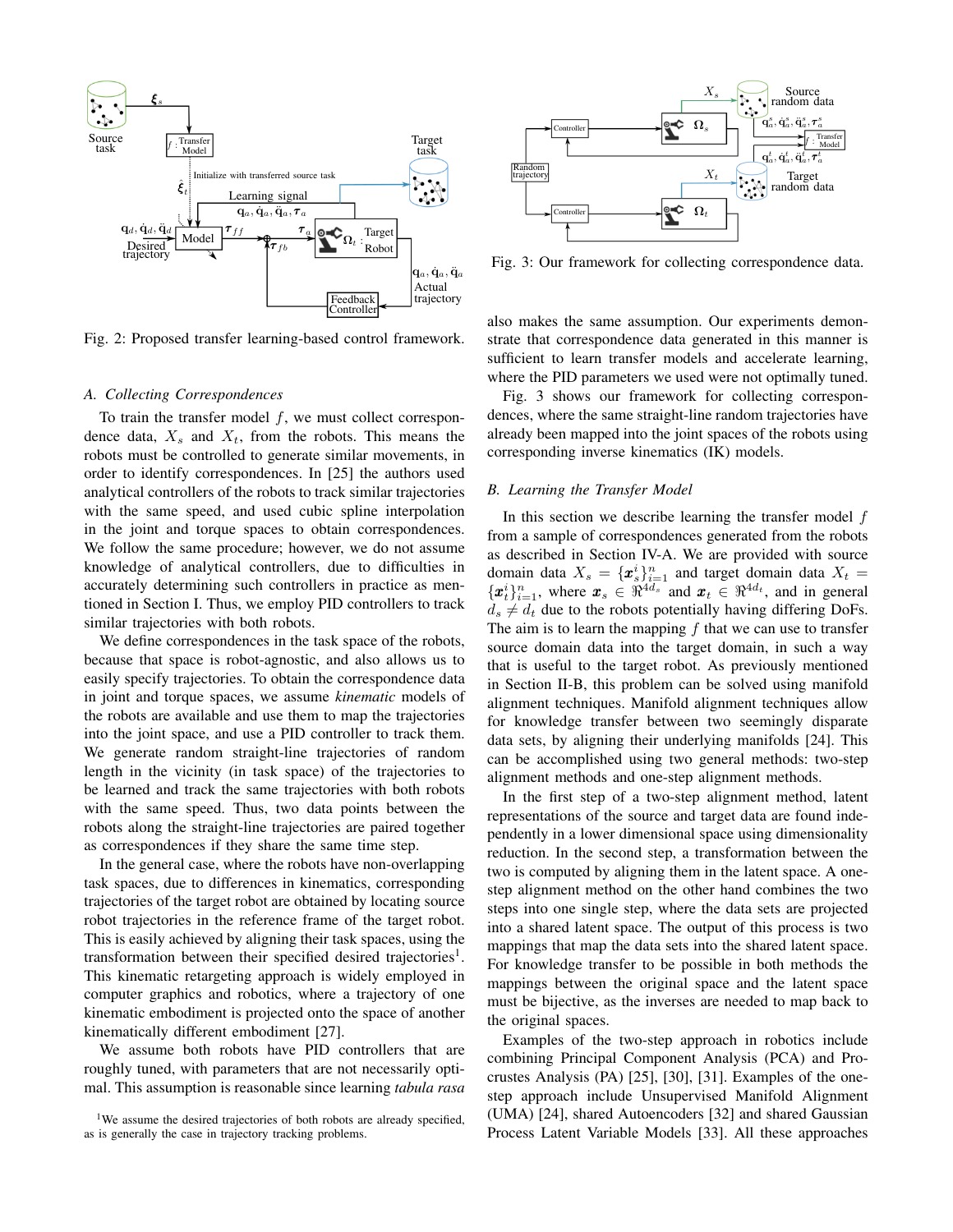Fig. 2: Proposed transfer learning-based control framework.

### A. Collecting Correspondences

To train the transfer model $f$, we must collect correspondence data, $X_s$ and $X_t$, from the robots. This means the robots must be controlled to generate similar movements, in order to identify correspondences. In [25] the authors used analytical controllers of the robots to track similar trajectories with the same speed, and used cubic spline interpolation in the joint and torque spaces to obtain correspondences. We follow the same procedure; however, we do not assume knowledge of analytical controllers, due to difficulties in accurately determining such controllers in practice as mentioned in Section I. Thus, we employ PID controllers to track similar trajectories with both robots.

We define correspondences in the task space of the robots, because that space is robot-agnostic, and also allows us to easily specify trajectories. To obtain the correspondence data in joint and torque spaces, we assume *kinematic* models of the robots are available and use them to map the trajectories into the joint space, and use a PID controller to track them. We generate random straight-line trajectories of random length in the vicinity (in task space) of the trajectories to be learned and track the same trajectories with both robots with the same speed. Thus, two data points between the robots along the straight-line trajectories are paired together as correspondences if they share the same time step.

In the general case, where the robots have non-overlapping task spaces, due to differences in kinematics, corresponding trajectories of the target robot are obtained by locating source robot trajectories in the reference frame of the target robot. This is easily achieved by aligning their task spaces, using the transformation between their specified desired trajectories[1]. This kinematic retargeting approach is widely employed in computer graphics and robotics, where a trajectory of one kinematic embodiment is projected onto the space of another kinematically different embodiment [27].

We assume both robots have PID controllers that are roughly tuned, with parameters that are not necessarily optimal. This assumption is reasonable since learning *tabula rasa* also makes the same assumption. Our experiments demonstrate that correspondence data generated in this manner is sufficient to learn transfer models and accelerate learning, where the PID parameters we used were not optimally tuned.

[1]We assume the desired trajectories of both robots are already specified, as is generally the case in trajectory tracking problems.

Fig. 3: Our framework for collecting correspondence data.

Fig. 3 shows our framework for collecting correspondences, where the same straight-line random trajectories have already been mapped into the joint spaces of the robots using corresponding inverse kinematics (IK) models.

### B. Learning the Transfer Model

In this section we describe learning the transfer model $f$ from a sample of correspondences generated from the robots as described in Section IV-A. We are provided with source domain data $X_s = \{\boldsymbol{x}_s^i\}_{i=1}^n$ and target domain data $X_t = \{\boldsymbol{x}_t^i\}_{i=1}^n$, where $\boldsymbol{x}_s \in \Re^{4d_s}$ and $\boldsymbol{x}_t \in \Re^{4d_t}$, and in general $d_s \neq d_t$ due to the robots potentially having differing DoFs. The aim is to learn the mapping $f$ that we can use to transfer source domain data into the target domain, in such a way that is useful to the target robot. As previously mentioned in Section II-B, this problem can be solved using manifold alignment techniques. Manifold alignment techniques allow for knowledge transfer between two seemingly disparate data sets, by aligning their underlying manifolds [24]. This can be accomplished using two general methods: two-step alignment methods and one-step alignment methods.

In the first step of a two-step alignment method, latent representations of the source and target data are found independently in a lower dimensional space using dimensionality reduction. In the second step, a transformation between the two is computed by aligning them in the latent space. A one-step alignment method on the other hand combines the two steps into one single step, where the data sets are projected into a shared latent space. The output of this process is two mappings that map the data sets into the shared latent space. For knowledge transfer to be possible in both methods the mappings between the original space and the latent space must be bijective, as the inverses are needed to map back to the original spaces.

Examples of the two-step approach in robotics include combining Principal Component Analysis (PCA) and Procrustes Analysis (PA) [25], [30], [31]. Examples of the one-step approach include Unsupervised Manifold Alignment (UMA) [24], shared Autoencoders [32] and shared Gaussian Process Latent Variable Models [33]. All these approaches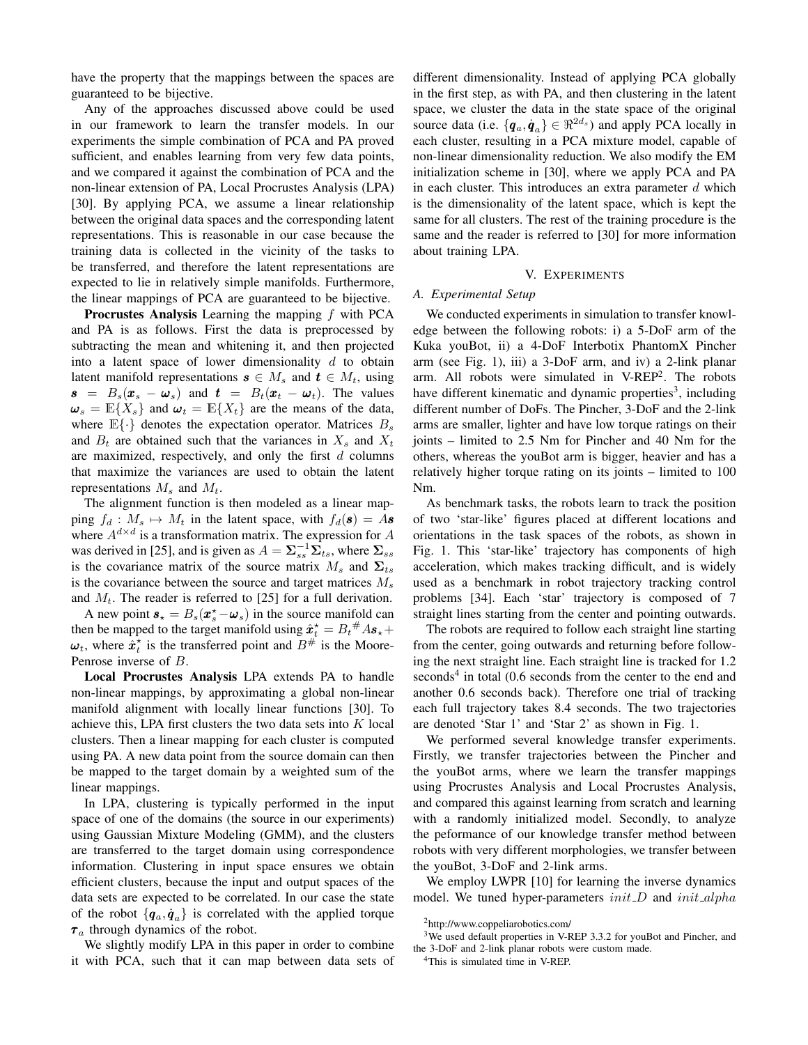have the property that the mappings between the spaces are guaranteed to be bijective.

Any of the approaches discussed above could be used in our framework to learn the transfer models. In our experiments the simple combination of PCA and PA proved sufficient, and enables learning from very few data points, and we compared it against the combination of PCA and the non-linear extension of PA, Local Procrustes Analysis (LPA) [30]. By applying PCA, we assume a linear relationship between the original data spaces and the corresponding latent representations. This is reasonable in our case because the training data is collected in the vicinity of the tasks to be transferred, and therefore the latent representations are expected to lie in relatively simple manifolds. Furthermore, the linear mappings of PCA are guaranteed to be bijective.

**Procrustes Analysis** Learning the mapping $f$ with PCA and PA is as follows. First the data is preprocessed by subtracting the mean and whitening it, and then projected into a latent space of lower dimensionality $d$ to obtain latent manifold representations $\boldsymbol{s} \in M_s$ and $\boldsymbol{t} \in M_t$, using $\boldsymbol{s} = B_s(\boldsymbol{x}_s - \boldsymbol{\omega}_s)$ and $\boldsymbol{t} = B_t(\boldsymbol{x}_t - \boldsymbol{\omega}_t)$. The values $\boldsymbol{\omega}_s = \mathbb{E}\{X_s\}$ and $\boldsymbol{\omega}_t = \mathbb{E}\{X_t\}$ are the means of the data, where $\mathbb{E}\{\cdot\}$ denotes the expectation operator. Matrices $B_s$ and $B_t$ are obtained such that the variances in $X_s$ and $X_t$ are maximized, respectively, and only the first $d$ columns that maximize the variances are used to obtain the latent representations $M_s$ and $M_t$.

The alignment function is then modeled as a linear mapping $f_d : M_s \mapsto M_t$ in the latent space, with $f_d(\boldsymbol{s}) = A\boldsymbol{s}$ where $A^{d\times d}$ is a transformation matrix. The expression for $A$ was derived in [25], and is given as $A = \boldsymbol{\Sigma}_{ss}^{-1}\boldsymbol{\Sigma}_{ts}$, where $\boldsymbol{\Sigma}_{ss}$ is the covariance matrix of the source matrix $M_s$ and $\boldsymbol{\Sigma}_{ts}$ is the covariance between the source and target matrices $M_s$ and $M_t$. The reader is referred to [25] for a full derivation.

A new point $\boldsymbol{s}_\star = B_s(\boldsymbol{x}_s^\star - \boldsymbol{\omega}_s)$ in the source manifold can then be mapped to the target manifold using $\hat{\boldsymbol{x}}_t^\star = B_t{}^{\#} A\boldsymbol{s}_\star + \boldsymbol{\omega}_t$, where $\hat{\boldsymbol{x}}_t^\star$ is the transferred point and $B^{\#}$ is the Moore-Penrose inverse of $B$.

**Local Procrustes Analysis** LPA extends PA to handle non-linear mappings, by approximating a global non-linear manifold alignment with locally linear functions [30]. To achieve this, LPA first clusters the two data sets into $K$ local clusters. Then a linear mapping for each cluster is computed using PA. A new data point from the source domain can then be mapped to the target domain by a weighted sum of the linear mappings.

In LPA, clustering is typically performed in the input space of one of the domains (the source in our experiments) using Gaussian Mixture Modeling (GMM), and the clusters are transferred to the target domain using correspondence information. Clustering in input space ensures we obtain efficient clusters, because the input and output spaces of the data sets are expected to be correlated. In our case the state of the robot $\{\boldsymbol{q}_a, \dot{\boldsymbol{q}}_a\}$ is correlated with the applied torque $\boldsymbol{\tau}_a$ through dynamics of the robot.

We slightly modify LPA in this paper in order to combine it with PCA, such that it can map between data sets of different dimensionality. Instead of applying PCA globally in the first step, as with PA, and then clustering in the latent space, we cluster the data in the state space of the original source data (i.e. $\{\boldsymbol{q}_a, \dot{\boldsymbol{q}}_a\} \in \Re^{2d_s}$) and apply PCA locally in each cluster, resulting in a PCA mixture model, capable of non-linear dimensionality reduction. We also modify the EM initialization scheme in [30], where we apply PCA and PA in each cluster. This introduces an extra parameter $d$ which is the dimensionality of the latent space, which is kept the same for all clusters. The rest of the training procedure is the same and the reader is referred to [30] for more information about training LPA.

## V. Experiments

### A. Experimental Setup

We conducted experiments in simulation to transfer knowledge between the following robots: i) a 5-DoF arm of the Kuka youBot, ii) a 4-DoF Interbotix PhantomX Pincher arm (see Fig. 1), iii) a 3-DoF arm, and iv) a 2-link planar arm. All robots were simulated in V-REP[2]. The robots have different kinematic and dynamic properties[3], including different number of DoFs. The Pincher, 3-DoF and the 2-link arms are smaller, lighter and have low torque ratings on their joints – limited to 2.5 Nm for Pincher and 40 Nm for the others, whereas the youBot arm is bigger, heavier and has a relatively higher torque rating on its joints – limited to 100 Nm.

As benchmark tasks, the robots learn to track the position of two 'star-like' figures placed at different locations and orientations in the task spaces of the robots, as shown in Fig. 1. This 'star-like' trajectory has components of high acceleration, which makes tracking difficult, and is widely used as a benchmark in robot trajectory tracking control problems [34]. Each 'star' trajectory is composed of 7 straight lines starting from the center and pointing outwards.

The robots are required to follow each straight line starting from the center, going outwards and returning before following the next straight line. Each straight line is tracked for 1.2 seconds[4] in total (0.6 seconds from the center to the end and another 0.6 seconds back). Therefore one trial of tracking each full trajectory takes 8.4 seconds. The two trajectories are denoted 'Star 1' and 'Star 2' as shown in Fig. 1.

We performed several knowledge transfer experiments. Firstly, we transfer trajectories between the Pincher and the youBot arms, where we learn the transfer mappings using Procrustes Analysis and Local Procrustes Analysis, and compared this against learning from scratch and learning with a randomly initialized model. Secondly, to analyze the peformance of our knowledge transfer method between robots with very different morphologies, we transfer between the youBot, 3-DoF and 2-link arms.

We employ LWPR [10] for learning the inverse dynamics model. We tuned hyper-parameters $init\_D$ and $init\_alpha$

[2] http://www.coppeliarobotics.com/

[3] We used default properties in V-REP 3.3.2 for youBot and Pincher, and the 3-DoF and 2-link planar robots were custom made.

[4] This is simulated time in V-REP.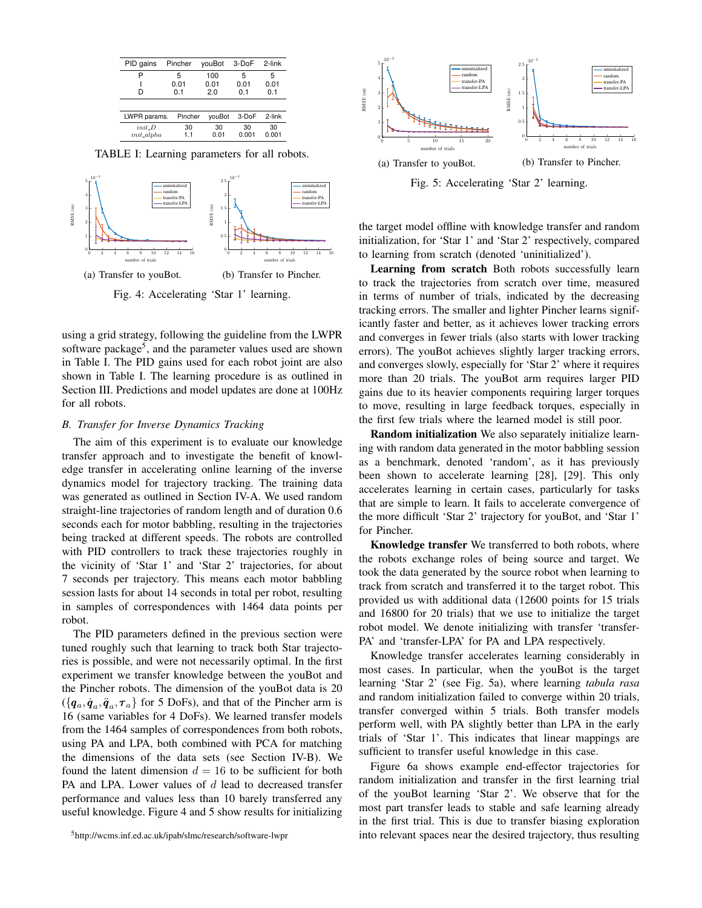| PID gains | Pincher | youBot | 3-DoF | 2-link |
|---|---|---|---|---|
| P | 5 | 100 | 5 | 5 |
| I | 0.01 | 0.01 | 0.01 | 0.01 |
| D | 0.1 | 2.0 | 0.1 | 0.1 |

| LWPR params. | Pincher | youBot | 3-DoF | 2-link |
|---|---|---|---|---|
| *init_D* | 30 | 30 | 30 | 30 |
| *init_alpha* | 1.1 | 0.01 | 0.001 | 0.001 |

TABLE I: Learning parameters for all robots.

(a) Transfer to youBot. (b) Transfer to Pincher.

Fig. 4: Accelerating 'Star 1' learning.

using a grid strategy, following the guideline from the LWPR software package[5], and the parameter values used are shown in Table I. The PID gains used for each robot joint are also shown in Table I. The learning procedure is as outlined in Section III. Predictions and model updates are done at 100Hz for all robots.

### B. Transfer for Inverse Dynamics Tracking

The aim of this experiment is to evaluate our knowledge transfer approach and to investigate the benefit of knowledge transfer in accelerating online learning of the inverse dynamics model for trajectory tracking. The training data was generated as outlined in Section IV-A. We used random straight-line trajectories of random length and of duration 0.6 seconds each for motor babbling, resulting in the trajectories being tracked at different speeds. The robots are controlled with PID controllers to track these trajectories roughly in the vicinity of 'Star 1' and 'Star 2' trajectories, for about 7 seconds per trajectory. This means each motor babbling session lasts for about 14 seconds in total per robot, resulting in samples of correspondences with 1464 data points per robot.

The PID parameters defined in the previous section were tuned roughly such that learning to track both Star trajectories is possible, and were not necessarily optimal. In the first experiment we transfer knowledge between the youBot and the Pincher robots. The dimension of the youBot data is 20 ($\{\boldsymbol{q}_a, \dot{\boldsymbol{q}}_a, \ddot{\boldsymbol{q}}_a, \boldsymbol{\tau}_a\}$ for 5 DoFs), and that of the Pincher arm is 16 (same variables for 4 DoFs). We learned transfer models from the 1464 samples of correspondences from both robots, using PA and LPA, both combined with PCA for matching the dimensions of the data sets (see Section IV-B). We found the latent dimension $d = 16$ to be sufficient for both PA and LPA. Lower values of $d$ lead to decreased transfer performance and values less than 10 barely transferred any useful knowledge. Figure 4 and 5 show results for initializing the target model offline with knowledge transfer and random initialization, for 'Star 1' and 'Star 2' respectively, compared to learning from scratch (denoted 'uninitialized').

[5] http://wcms.inf.ed.ac.uk/ipab/slmc/research/software-lwpr

(a) Transfer to youBot. (b) Transfer to Pincher.

Fig. 5: Accelerating 'Star 2' learning.

**Learning from scratch** Both robots successfully learn to track the trajectories from scratch over time, measured in terms of number of trials, indicated by the decreasing tracking errors. The smaller and lighter Pincher learns significantly faster and better, as it achieves lower tracking errors and converges in fewer trials (also starts with lower tracking errors). The youBot achieves slightly larger tracking errors, and converges slowly, especially for 'Star 2' where it requires more than 20 trials. The youBot arm requires larger PID gains due to its heavier components requiring larger torques to move, resulting in large feedback torques, especially in the first few trials where the learned model is still poor.

**Random initialization** We also separately initialize learning with random data generated in the motor babbling session as a benchmark, denoted 'random', as it has previously been shown to accelerate learning [28], [29]. This only accelerates learning in certain cases, particularly for tasks that are simple to learn. It fails to accelerate convergence of the more difficult 'Star 2' trajectory for youBot, and 'Star 1' for Pincher.

**Knowledge transfer** We transferred to both robots, where the robots exchange roles of being source and target. We took the data generated by the source robot when learning to track from scratch and transferred it to the target robot. This provided us with additional data (12600 points for 15 trials and 16800 for 20 trials) that we use to initialize the target robot model. We denote initializing with transfer 'transfer-PA' and 'transfer-LPA' for PA and LPA respectively.

Knowledge transfer accelerates learning considerably in most cases. In particular, when the youBot is the target learning 'Star 2' (see Fig. 5a), where learning *tabula rasa* and random initialization failed to converge within 20 trials, transfer converged within 5 trials. Both transfer models perform well, with PA slightly better than LPA in the early trials of 'Star 1'. This indicates that linear mappings are sufficient to transfer useful knowledge in this case.

Figure 6a shows example end-effector trajectories for random initialization and transfer in the first learning trial of the youBot learning 'Star 2'. We observe that for the most part transfer leads to stable and safe learning already in the first trial. This is due to transfer biasing exploration into relevant spaces near the desired trajectory, thus resulting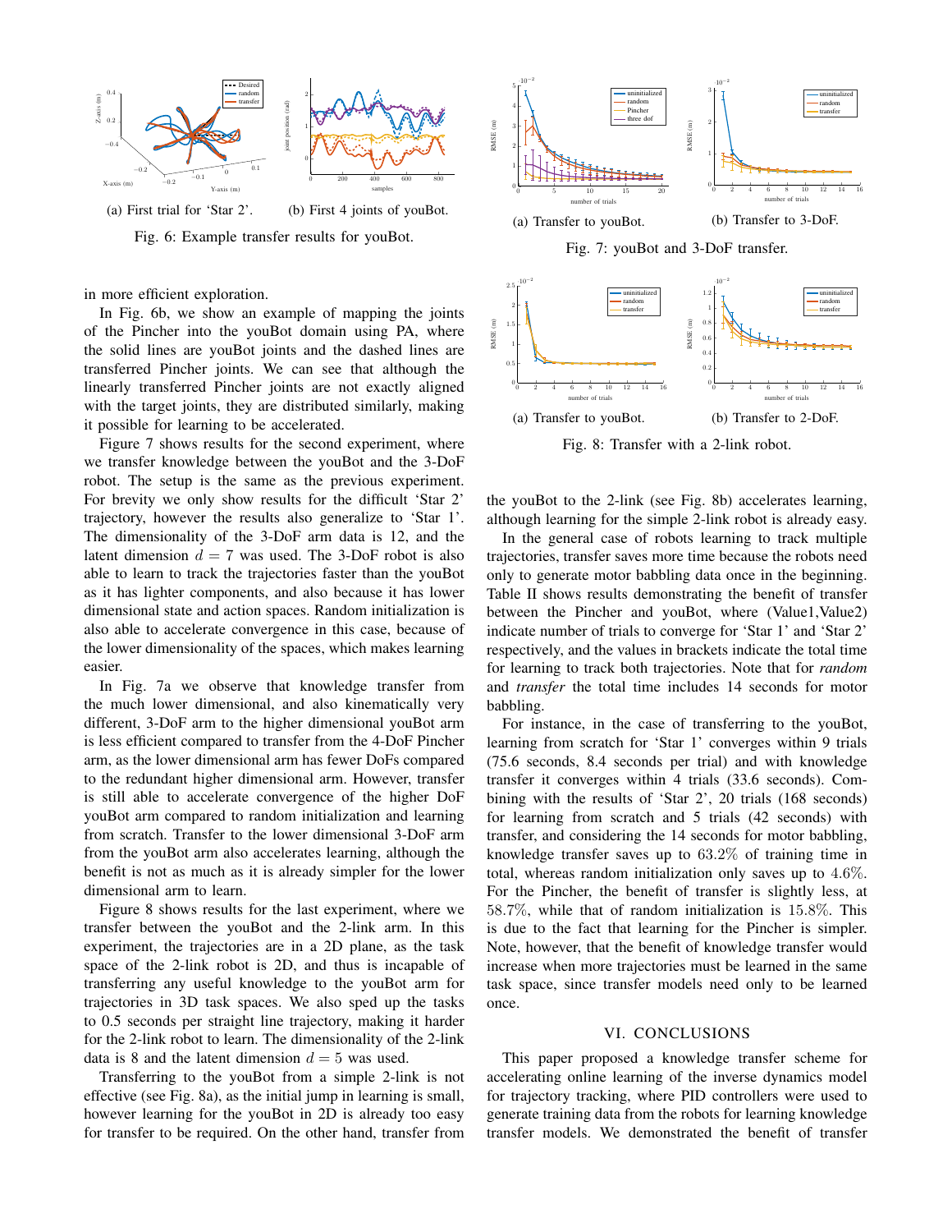(a) First trial for 'Star 2'.

(b) First 4 joints of youBot.

Fig. 6: Example transfer results for youBot.

(a) Transfer to youBot.

(b) Transfer to 3-DoF.

Fig. 7: youBot and 3-DoF transfer.

(a) Transfer to youBot.

(b) Transfer to 2-DoF.

Fig. 8: Transfer with a 2-link robot.

in more efficient exploration.

In Fig. 6b, we show an example of mapping the joints of the Pincher into the youBot domain using PA, where the solid lines are youBot joints and the dashed lines are transferred Pincher joints. We can see that although the linearly transferred Pincher joints are not exactly aligned with the target joints, they are distributed similarly, making it possible for learning to be accelerated.

Figure 7 shows results for the second experiment, where we transfer knowledge between the youBot and the 3-DoF robot. The setup is the same as the previous experiment. For brevity we only show results for the difficult 'Star 2' trajectory, however the results also generalize to 'Star 1'. The dimensionality of the 3-DoF arm data is 12, and the latent dimension $d = 7$ was used. The 3-DoF robot is also able to learn to track the trajectories faster than the youBot as it has lighter components, and also because it has lower dimensional state and action spaces. Random initialization is also able to accelerate convergence in this case, because of the lower dimensionality of the spaces, which makes learning easier.

In Fig. 7a we observe that knowledge transfer from the much lower dimensional, and also kinematically very different, 3-DoF arm to the higher dimensional youBot arm is less efficient compared to transfer from the 4-DoF Pincher arm, as the lower dimensional arm has fewer DoFs compared to the redundant higher dimensional arm. However, transfer is still able to accelerate convergence of the higher DoF youBot arm compared to random initialization and learning from scratch. Transfer to the lower dimensional 3-DoF arm from the youBot arm also accelerates learning, although the benefit is not as much as it is already simpler for the lower dimensional arm to learn.

Figure 8 shows results for the last experiment, where we transfer between the youBot and the 2-link arm. In this experiment, the trajectories are in a 2D plane, as the task space of the 2-link robot is 2D, and thus is incapable of transferring any useful knowledge to the youBot arm for trajectories in 3D task spaces. We also sped up the tasks to 0.5 seconds per straight line trajectory, making it harder for the 2-link robot to learn. The dimensionality of the 2-link data is 8 and the latent dimension $d = 5$ was used.

Transferring to the youBot from a simple 2-link is not effective (see Fig. 8a), as the initial jump in learning is small, however learning for the youBot in 2D is already too easy for transfer to be required. On the other hand, transfer from the youBot to the 2-link (see Fig. 8b) accelerates learning, although learning for the simple 2-link robot is already easy.

In the general case of robots learning to track multiple trajectories, transfer saves more time because the robots need only to generate motor babbling data once in the beginning. Table II shows results demonstrating the benefit of transfer between the Pincher and youBot, where (Value1,Value2) indicate number of trials to converge for 'Star 1' and 'Star 2' respectively, and the values in brackets indicate the total time for learning to track both trajectories. Note that for *random* and *transfer* the total time includes 14 seconds for motor babbling.

For instance, in the case of transferring to the youBot, learning from scratch for 'Star 1' converges within 9 trials (75.6 seconds, 8.4 seconds per trial) and with knowledge transfer it converges within 4 trials (33.6 seconds). Combining with the results of 'Star 2', 20 trials (168 seconds) for learning from scratch and 5 trials (42 seconds) with transfer, and considering the 14 seconds for motor babbling, knowledge transfer saves up to 63.2% of training time in total, whereas random initialization only saves up to 4.6%. For the Pincher, the benefit of transfer is slightly less, at 58.7%, while that of random initialization is 15.8%. This is due to the fact that learning for the Pincher is simpler. Note, however, that the benefit of knowledge transfer would increase when more trajectories must be learned in the same task space, since transfer models need only to be learned once.

## VI. CONCLUSIONS

This paper proposed a knowledge transfer scheme for accelerating online learning of the inverse dynamics model for trajectory tracking, where PID controllers were used to generate training data from the robots for learning knowledge transfer models. We demonstrated the benefit of transfer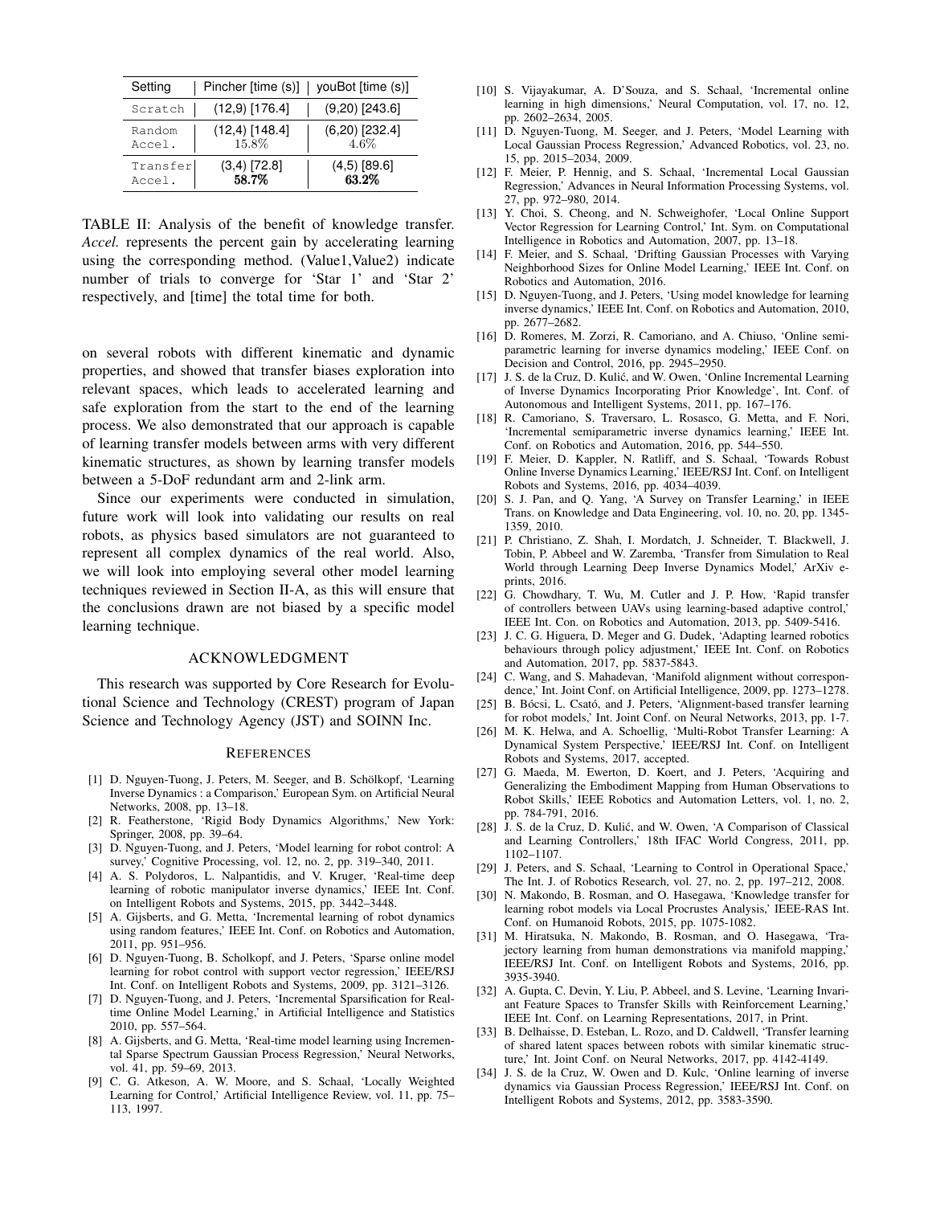| Setting | Pincher [time (s)] | youBot [time (s)] |
| --- | --- | --- |
| Scratch | (12,9) [176.4] | (9,20) [243.6] |
| Random Accel. | (12,4) [148.4] 15.8% | (6,20) [232.4] 4.6% |
| Transfer Accel. | (3,4) [72.8] **58.7%** | (4,5) [89.6] **63.2%** |

TABLE II: Analysis of the benefit of knowledge transfer. *Accel.* represents the percent gain by accelerating learning using the corresponding method. (Value1,Value2) indicate number of trials to converge for 'Star 1' and 'Star 2' respectively, and [time] the total time for both.

on several robots with different kinematic and dynamic properties, and showed that transfer biases exploration into relevant spaces, which leads to accelerated learning and safe exploration from the start to the end of the learning process. We also demonstrated that our approach is capable of learning transfer models between arms with very different kinematic structures, as shown by learning transfer models between a 5-DoF redundant arm and 2-link arm.

Since our experiments were conducted in simulation, future work will look into validating our results on real robots, as physics based simulators are not guaranteed to represent all complex dynamics of the real world. Also, we will look into employing several other model learning techniques reviewed in Section II-A, as this will ensure that the conclusions drawn are not biased by a specific model learning technique.

## ACKNOWLEDGMENT

This research was supported by Core Research for Evolutional Science and Technology (CREST) program of Japan Science and Technology Agency (JST) and SOINN Inc.

## REFERENCES

[1] D. Nguyen-Tuong, J. Peters, M. Seeger, and B. Schölkopf, 'Learning Inverse Dynamics : a Comparison,' European Sym. on Artificial Neural Networks, 2008, pp. 13–18.

[2] R. Featherstone, 'Rigid Body Dynamics Algorithms,' New York: Springer, 2008, pp. 39–64.

[3] D. Nguyen-Tuong, and J. Peters, 'Model learning for robot control: A survey,' Cognitive Processing, vol. 12, no. 2, pp. 319–340, 2011.

[4] A. S. Polydoros, L. Nalpantidis, and V. Kruger, 'Real-time deep learning of robotic manipulator inverse dynamics,' IEEE Int. Conf. on Intelligent Robots and Systems, 2015, pp. 3442–3448.

[5] A. Gijsberts, and G. Metta, 'Incremental learning of robot dynamics using random features,' IEEE Int. Conf. on Robotics and Automation, 2011, pp. 951–956.

[6] D. Nguyen-Tuong, B. Scholkopf, and J. Peters, 'Sparse online model learning for robot control with support vector regression,' IEEE/RSJ Int. Conf. on Intelligent Robots and Systems, 2009, pp. 3121–3126.

[7] D. Nguyen-Tuong, and J. Peters, 'Incremental Sparsification for Real-time Online Model Learning,' in Artificial Intelligence and Statistics 2010, pp. 557–564.

[8] A. Gijsberts, and G. Metta, 'Real-time model learning using Incremental Sparse Spectrum Gaussian Process Regression,' Neural Networks, vol. 41, pp. 59–69, 2013.

[9] C. G. Atkeson, A. W. Moore, and S. Schaal, 'Locally Weighted Learning for Control,' Artificial Intelligence Review, vol. 11, pp. 75–113, 1997.

[10] S. Vijayakumar, A. D'Souza, and S. Schaal, 'Incremental online learning in high dimensions,' Neural Computation, vol. 17, no. 12, pp. 2602–2634, 2005.

[11] D. Nguyen-Tuong, M. Seeger, and J. Peters, 'Model Learning with Local Gaussian Process Regression,' Advanced Robotics, vol. 23, no. 15, pp. 2015–2034, 2009.

[12] F. Meier, P. Hennig, and S. Schaal, 'Incremental Local Gaussian Regression,' Advances in Neural Information Processing Systems, vol. 27, pp. 972–980, 2014.

[13] Y. Choi, S. Cheong, and N. Schweighofer, 'Local Online Support Vector Regression for Learning Control,' Int. Sym. on Computational Intelligence in Robotics and Automation, 2007, pp. 13–18.

[14] F. Meier, and S. Schaal, 'Drifting Gaussian Processes with Varying Neighborhood Sizes for Online Model Learning,' IEEE Int. Conf. on Robotics and Automation, 2016.

[15] D. Nguyen-Tuong, and J. Peters, 'Using model knowledge for learning inverse dynamics,' IEEE Int. Conf. on Robotics and Automation, 2010, pp. 2677–2682.

[16] D. Romeres, M. Zorzi, R. Camoriano, and A. Chiuso, 'Online semi-parametric learning for inverse dynamics modeling,' IEEE Conf. on Decision and Control, 2016, pp. 2945–2950.

[17] J. S. de la Cruz, D. Kulić, and W. Owen, 'Online Incremental Learning of Inverse Dynamics Incorporating Prior Knowledge', Int. Conf. of Autonomous and Intelligent Systems, 2011, pp. 167–176.

[18] R. Camoriano, S. Traversaro, L. Rosasco, G. Metta, and F. Nori, 'Incremental semiparametric inverse dynamics learning,' IEEE Int. Conf. on Robotics and Automation, 2016, pp. 544–550.

[19] F. Meier, D. Kappler, N. Ratliff, and S. Schaal, 'Towards Robust Online Inverse Dynamics Learning,' IEEE/RSJ Int. Conf. on Intelligent Robots and Systems, 2016, pp. 4034–4039.

[20] S. J. Pan, and Q. Yang, 'A Survey on Transfer Learning,' in IEEE Trans. on Knowledge and Data Engineering, vol. 10, no. 20, pp. 1345-1359, 2010.

[21] P. Christiano, Z. Shah, I. Mordatch, J. Schneider, T. Blackwell, J. Tobin, P. Abbeel and W. Zaremba, 'Transfer from Simulation to Real World through Learning Deep Inverse Dynamics Model,' ArXiv e-prints, 2016.

[22] G. Chowdhary, T. Wu, M. Cutler and J. P. How, 'Rapid transfer of controllers between UAVs using learning-based adaptive control,' IEEE Int. Con. on Robotics and Automation, 2013, pp. 5409-5416.

[23] J. C. G. Higuera, D. Meger and G. Dudek, 'Adapting learned robotics behaviours through policy adjustment,' IEEE Int. Conf. on Robotics and Automation, 2017, pp. 5837-5843.

[24] C. Wang, and S. Mahadevan, 'Manifold alignment without correspondence,' Int. Joint Conf. on Artificial Intelligence, 2009, pp. 1273–1278.

[25] B. Bócsi, L. Csató, and J. Peters, 'Alignment-based transfer learning for robot models,' Int. Joint Conf. on Neural Networks, 2013, pp. 1-7.

[26] M. K. Helwa, and A. Schoellig, 'Multi-Robot Transfer Learning: A Dynamical System Perspective,' IEEE/RSJ Int. Conf. on Intelligent Robots and Systems, 2017, accepted.

[27] G. Maeda, M. Ewerton, D. Koert, and J. Peters, 'Acquiring and Generalizing the Embodiment Mapping from Human Observations to Robot Skills,' IEEE Robotics and Automation Letters, vol. 1, no. 2, pp. 784-791, 2016.

[28] J. S. de la Cruz, D. Kulić, and W. Owen, 'A Comparison of Classical and Learning Controllers,' 18th IFAC World Congress, 2011, pp. 1102–1107.

[29] J. Peters, and S. Schaal, 'Learning to Control in Operational Space,' The Int. J. of Robotics Research, vol. 27, no. 2, pp. 197–212, 2008.

[30] N. Makondo, B. Rosman, and O. Hasegawa, 'Knowledge transfer for learning robot models via Local Procrustes Analysis,' IEEE-RAS Int. Conf. on Humanoid Robots, 2015, pp. 1075-1082.

[31] M. Hiratsuka, N. Makondo, B. Rosman, and O. Hasegawa, 'Trajectory learning from human demonstrations via manifold mapping,' IEEE/RSJ Int. Conf. on Intelligent Robots and Systems, 2016, pp. 3935-3940.

[32] A. Gupta, C. Devin, Y. Liu, P. Abbeel, and S. Levine, 'Learning Invariant Feature Spaces to Transfer Skills with Reinforcement Learning,' IEEE Int. Conf. on Learning Representations, 2017, in Print.

[33] B. Delhaisse, D. Esteban, L. Rozo, and D. Caldwell, 'Transfer learning of shared latent spaces between robots with similar kinematic structure,' Int. Joint Conf. on Neural Networks, 2017, pp. 4142-4149.

[34] J. S. de la Cruz, W. Owen and D. Kulc, 'Online learning of inverse dynamics via Gaussian Process Regression,' IEEE/RSJ Int. Conf. on Intelligent Robots and Systems, 2012, pp. 3583-3590.